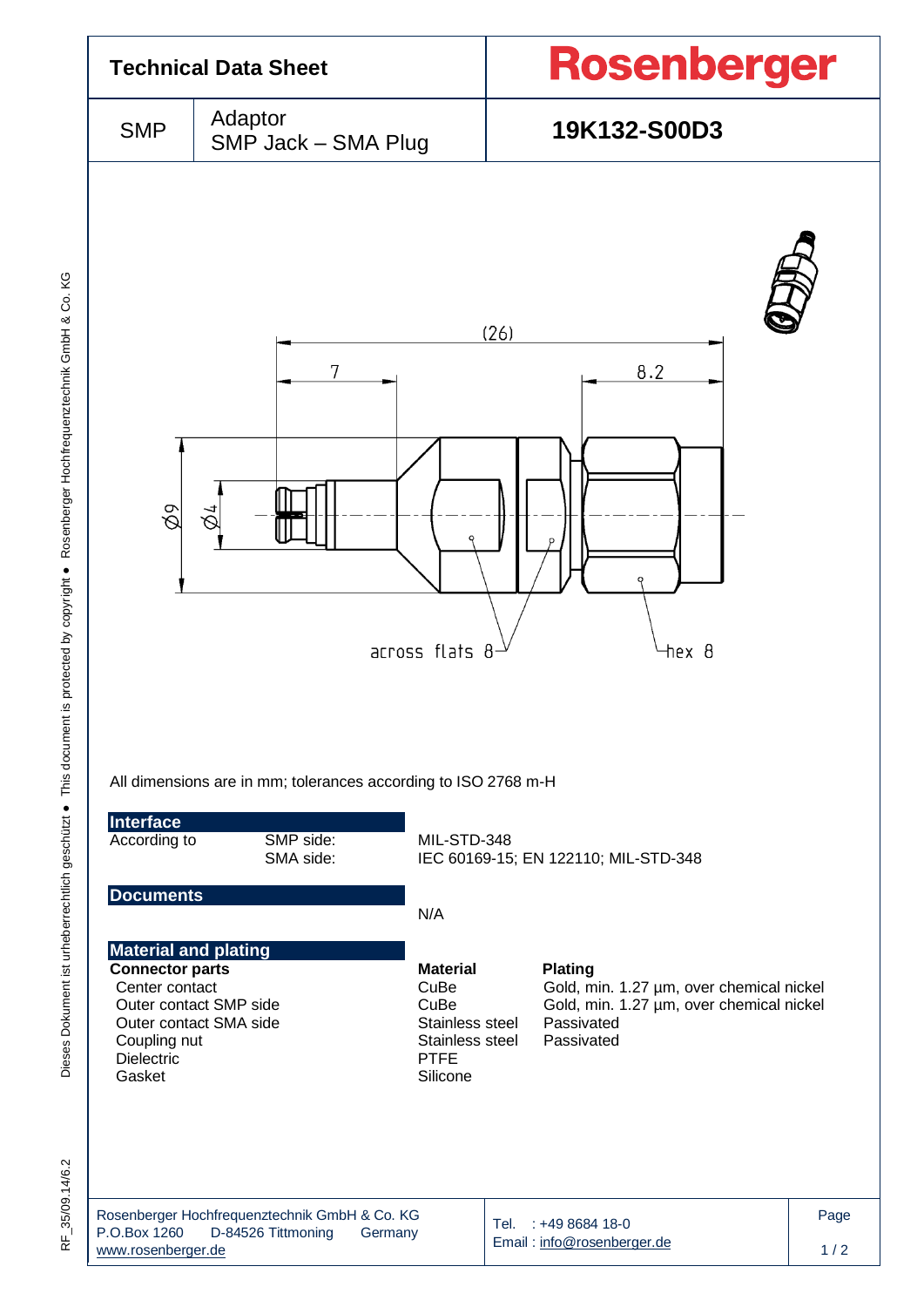# Technical Data Sheet

**Rosenberger**

| SMP | Adaptor SMP Jack – SMA Plug | **19K132-S00D3** |
|---|---|---|

(26)

7

8.2

Ø9

Ø4

across flats 8

hex 8

All dimensions are in mm; tolerances according to ISO 2768 m-H

## Interface

| According to | SMP side: | MIL-STD-348 |
|---|---|---|
| | SMA side: | IEC 60169-15; EN 122110; MIL-STD-348 |

## Documents

N/A

## Material and plating

| **Connector parts** | **Material** | **Plating** |
|---|---|---|
| Center contact | CuBe | Gold, min. 1.27 µm, over chemical nickel |
| Outer contact SMP side | CuBe | Gold, min. 1.27 µm, over chemical nickel |
| Outer contact SMA side | Stainless steel | Passivated |
| Coupling nut | Stainless steel | Passivated |
| Dielectric | PTFE | |
| Gasket | Silicone | |

Rosenberger Hochfrequenztechnik GmbH & Co. KG
P.O.Box 1260 D-84526 Tittmoning Germany
www.rosenberger.de

Tel. : +49 8684 18-0
Email : info@rosenberger.de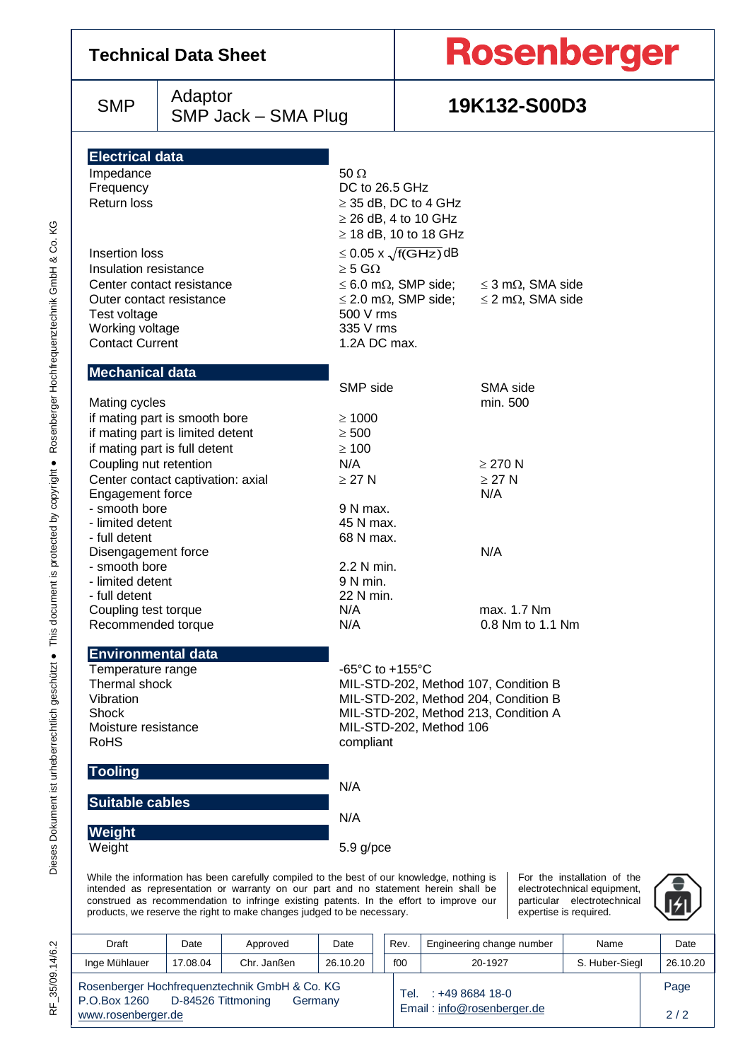# Technical Data Sheet

**Rosenberger**

| SMP | Adaptor<br>SMP Jack – SMA Plug | 19K132-S00D3 |
|---|---|---|

## Electrical data

| | | |
|---|---|---|
| Impedance | 50 Ω | |
| Frequency | DC to 26.5 GHz | |
| Return loss | ≥ 35 dB, DC to 4 GHz<br>≥ 26 dB, 4 to 10 GHz<br>≥ 18 dB, 10 to 18 GHz | |
| Insertion loss | $\leq 0.05 \times \sqrt{f(\text{GHz})}$ dB | |
| Insulation resistance | ≥ 5 GΩ | |
| Center contact resistance | ≤ 6.0 mΩ, SMP side; | ≤ 3 mΩ, SMA side |
| Outer contact resistance | ≤ 2.0 mΩ, SMP side; | ≤ 2 mΩ, SMA side |
| Test voltage | 500 V rms | |
| Working voltage | 335 V rms | |
| Contact Current | 1.2A DC max. | |

## Mechanical data

| | SMP side | SMA side |
|---|---|---|
| Mating cycles | | min. 500 |
| if mating part is smooth bore | ≥ 1000 | |
| if mating part is limited detent | ≥ 500 | |
| if mating part is full detent | ≥ 100 | |
| Coupling nut retention | N/A | ≥ 270 N |
| Center contact captivation: axial | ≥ 27 N | ≥ 27 N |
| Engagement force | | N/A |
| - smooth bore | 9 N max. | |
| - limited detent | 45 N max. | |
| - full detent | 68 N max. | |
| Disengagement force | | N/A |
| - smooth bore | 2.2 N min. | |
| - limited detent | 9 N min. | |
| - full detent | 22 N min. | |
| Coupling test torque | N/A | max. 1.7 Nm |
| Recommended torque | N/A | 0.8 Nm to 1.1 Nm |

## Environmental data

| | |
|---|---|
| Temperature range | -65°C to +155°C |
| Thermal shock | MIL-STD-202, Method 107, Condition B |
| Vibration | MIL-STD-202, Method 204, Condition B |
| Shock | MIL-STD-202, Method 213, Condition A |
| Moisture resistance | MIL-STD-202, Method 106 |
| RoHS | compliant |

## Tooling

N/A

## Suitable cables

N/A

## Weight

| | |
|---|---|
| Weight | 5.9 g/pce |

While the information has been carefully compiled to the best of our knowledge, nothing is intended as representation or warranty on our part and no statement herein shall be construed as recommendation to infringe existing patents. In the effort to improve our products, we reserve the right to make changes judged to be necessary.

For the installation of the electrotechnical equipment, particular electrotechnical expertise is required.

| Draft | Date | Approved | Date | Rev. | Engineering change number | Name | Date |
|---|---|---|---|---|---|---|---|
| Inge Mühlauer | 17.08.04 | Chr. Janßen | 26.10.20 | f00 | 20-1927 | S. Huber-Siegl | 26.10.20 |

Rosenberger Hochfrequenztechnik GmbH & Co. KG
P.O.Box 1260 D-84526 Tittmoning Germany
www.rosenberger.de

Tel. : +49 8684 18-0
Email : info@rosenberger.de

RF_35/09.14/6.2

Dieses Dokument ist urheberrechtlich geschützt ● This document is protected by copyright ● Rosenberger Hochfrequenztechnik GmbH & Co. KG